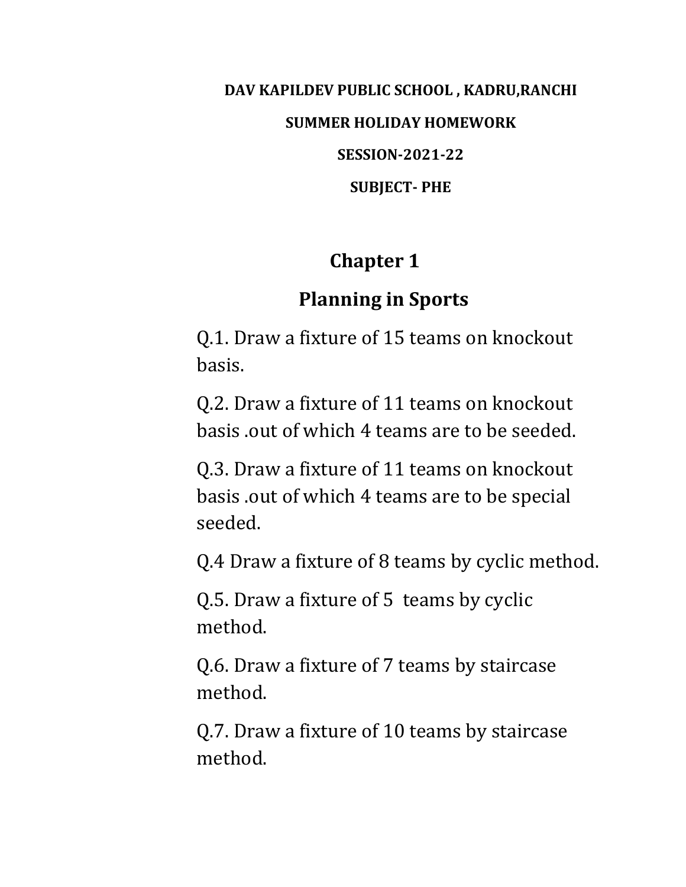**DAV KAPILDEV PUBLIC SCHOOL , KADRU,RANCHI**

**SUMMER HOLIDAY HOMEWORK**

**SESSION-2021-22**

**SUBJECT- PHE**

# Chapter 1

## Planning in Sports

Q.1. Draw a fixture of 15 teams on knockout basis.

Q.2. Draw a fixture of 11 teams on knockout basis .out of which 4 teams are to be seeded.

Q.3. Draw a fixture of 11 teams on knockout basis .out of which 4 teams are to be special seeded.

Q.4 Draw a fixture of 8 teams by cyclic method.

Q.5. Draw a fixture of 5 teams by cyclic method.

Q.6. Draw a fixture of 7 teams by staircase method.

Q.7. Draw a fixture of 10 teams by staircase method.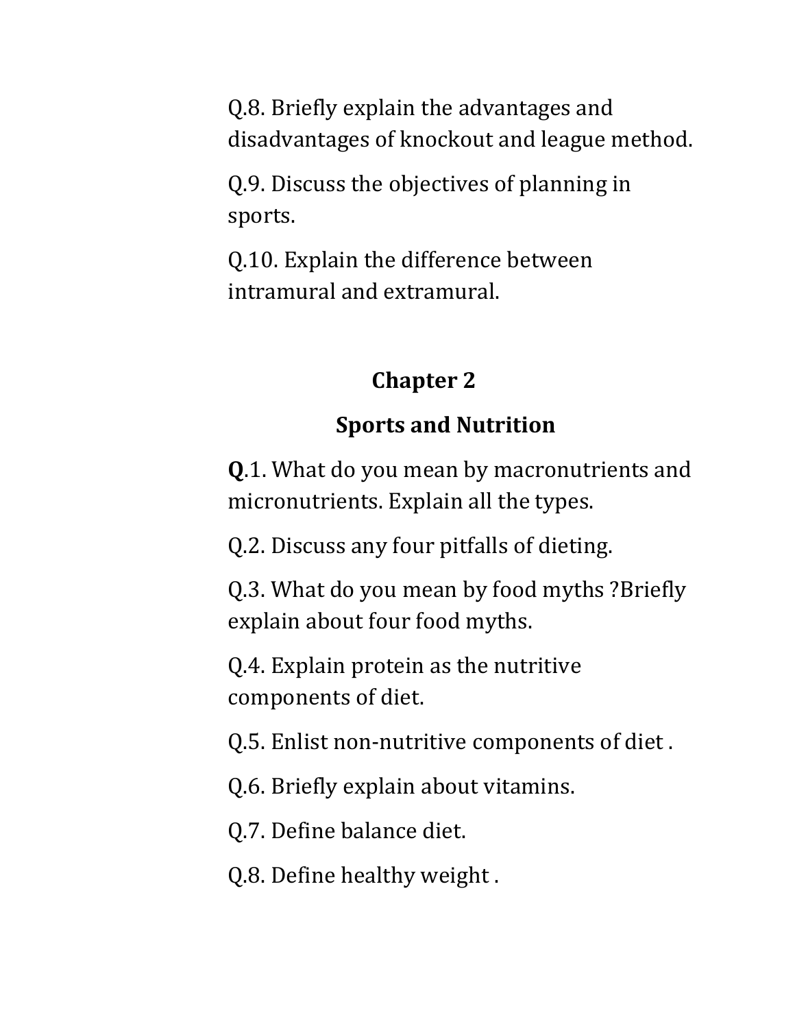Q.8. Briefly explain the advantages and disadvantages of knockout and league method.

Q.9. Discuss the objectives of planning in sports.

Q.10. Explain the difference between intramural and extramural.

## Chapter 2

## Sports and Nutrition

**Q**.1. What do you mean by macronutrients and micronutrients. Explain all the types.

Q.2. Discuss any four pitfalls of dieting.

Q.3. What do you mean by food myths ?Briefly explain about four food myths.

Q.4. Explain protein as the nutritive components of diet.

Q.5. Enlist non-nutritive components of diet .

Q.6. Briefly explain about vitamins.

Q.7. Define balance diet.

Q.8. Define healthy weight .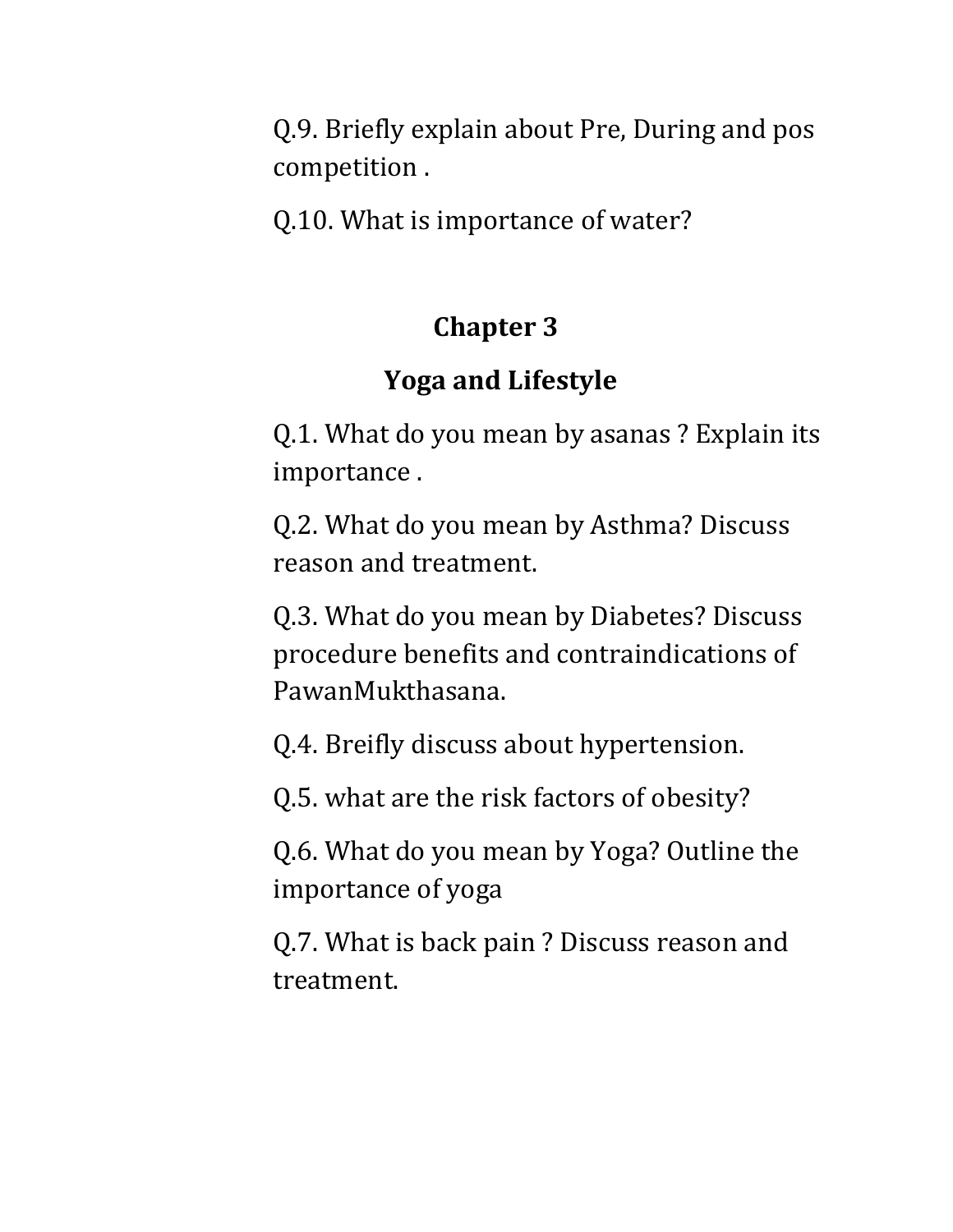Q.9. Briefly explain about Pre, During and pos competition .

Q.10. What is importance of water?

## Chapter 3

## Yoga and Lifestyle

Q.1. What do you mean by asanas ? Explain its importance .

Q.2. What do you mean by Asthma? Discuss reason and treatment.

Q.3. What do you mean by Diabetes? Discuss procedure benefits and contraindications of PawanMukthasana.

Q.4. Breifly discuss about hypertension.

Q.5. what are the risk factors of obesity?

Q.6. What do you mean by Yoga? Outline the importance of yoga

Q.7. What is back pain ? Discuss reason and treatment.